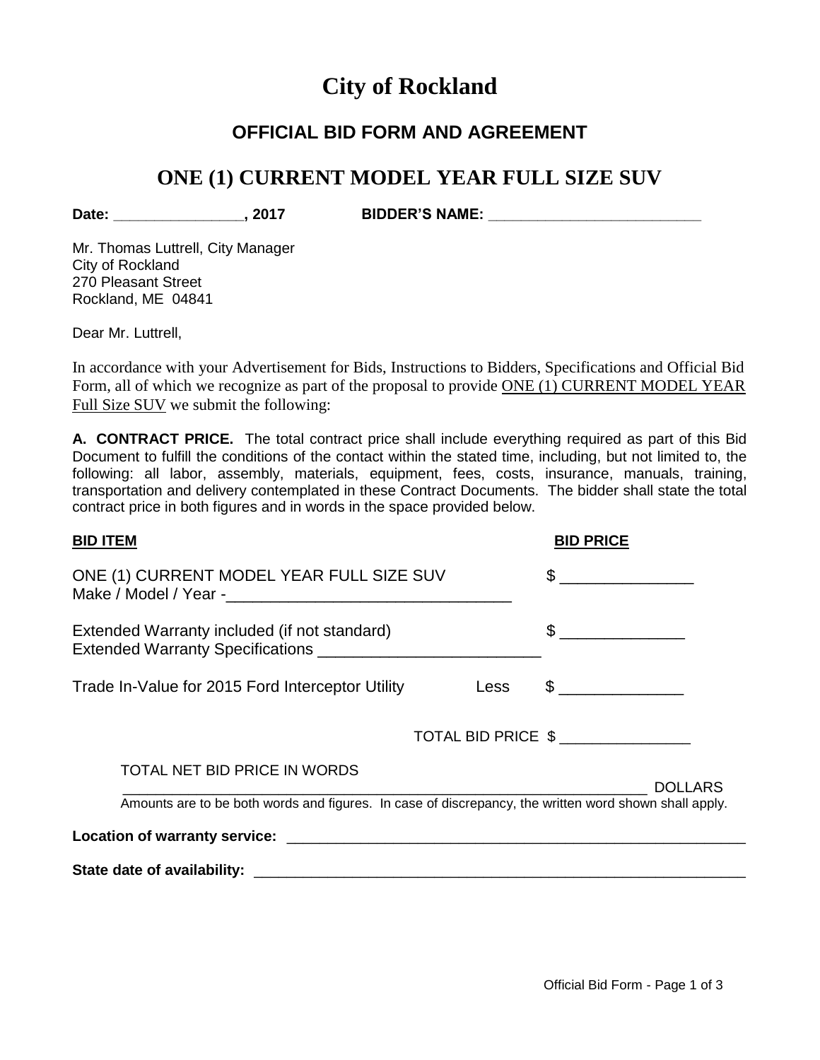# City of Rockland

## OFFICIAL BID FORM AND AGREEMENT

## ONE (1) CURRENT MODEL YEAR FULL SIZE SUV

**Date: ________________, 2017** **BIDDER'S NAME: ___________________________**

Mr. Thomas Luttrell, City Manager
City of Rockland
270 Pleasant Street
Rockland, ME 04841

Dear Mr. Luttrell,

In accordance with your Advertisement for Bids, Instructions to Bidders, Specifications and Official Bid Form, all of which we recognize as part of the proposal to provide ONE (1) CURRENT MODEL YEAR Full Size SUV we submit the following:

**A. CONTRACT PRICE.** The total contract price shall include everything required as part of this Bid Document to fulfill the conditions of the contact within the stated time, including, but not limited to, the following: all labor, assembly, materials, equipment, fees, costs, insurance, manuals, training, transportation and delivery contemplated in these Contract Documents. The bidder shall state the total contract price in both figures and in words in the space provided below.

| **BID ITEM** | | **BID PRICE** |
|---|---|---|
| ONE (1) CURRENT MODEL YEAR FULL SIZE SUV<br>Make / Model / Year -________________________________ | | $ _______________ |
| Extended Warranty included (if not standard)<br>Extended Warranty Specifications _________________________ | | $ ______________ |
| Trade In-Value for 2015 Ford Interceptor Utility | Less | $ ______________ |
| | TOTAL BID PRICE | $ _______________ |

TOTAL NET BID PRICE IN WORDS

_________________________________________________________________ DOLLARS

Amounts are to be both words and figures. In case of discrepancy, the written word shown shall apply.

**Location of warranty service:** __________________________________________________________

**State date of availability:** ____________________________________________________________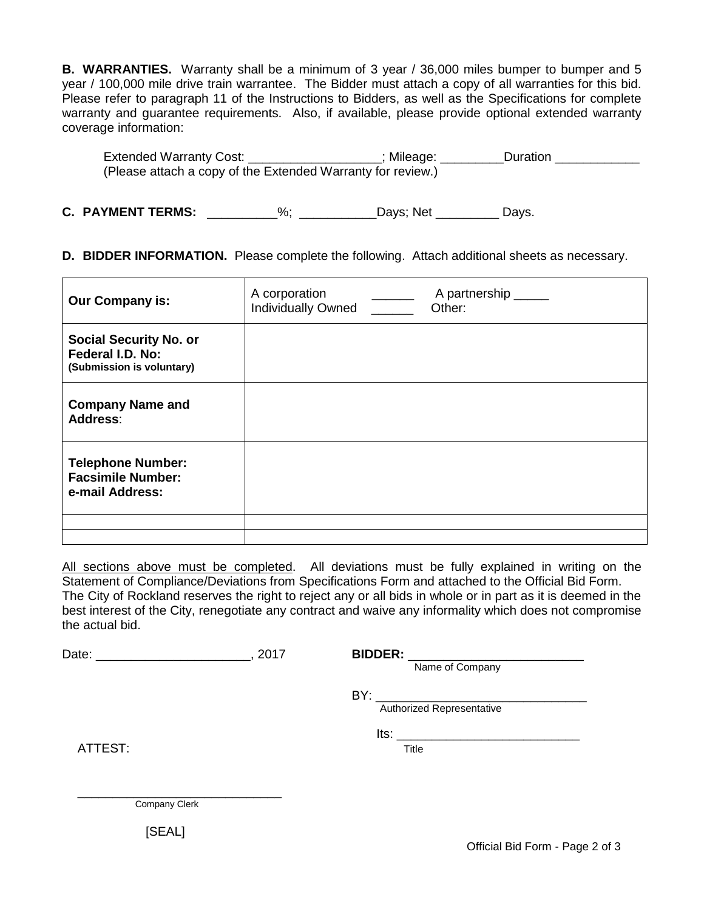**B. WARRANTIES.** Warranty shall be a minimum of 3 year / 36,000 miles bumper to bumper and 5 year / 100,000 mile drive train warrantee. The Bidder must attach a copy of all warranties for this bid. Please refer to paragraph 11 of the Instructions to Bidders, as well as the Specifications for complete warranty and guarantee requirements. Also, if available, please provide optional extended warranty coverage information:

Extended Warranty Cost: ___________________; Mileage: _________Duration ____________
(Please attach a copy of the Extended Warranty for review.)

**C. PAYMENT TERMS:** __________%; ___________Days; Net _________ Days.

**D. BIDDER INFORMATION.** Please complete the following. Attach additional sheets as necessary.

| | |
|---|---|
| **Our Company is:** | A corporation ______ A partnership _____<br>Individually Owned ______ Other: |
| **Social Security No. or Federal I.D. No:**<br>**(Submission is voluntary)** | |
| **Company Name and Address**: | |
| **Telephone Number:**<br>**Facsimile Number:**<br>**e-mail Address:** | |
| | |
| | |

<u>All sections above must be completed</u>. All deviations must be fully explained in writing on the Statement of Compliance/Deviations from Specifications Form and attached to the Official Bid Form. The City of Rockland reserves the right to reject any or all bids in whole or in part as it is deemed in the best interest of the City, renegotiate any contract and waive any informality which does not compromise the actual bid.

Date: ______________________, 2017

**BIDDER:** _________________________
Name of Company

BY: ______________________________
Authorized Representative

Its: __________________________
Title

ATTEST:

____________________________
Company Clerk

[SEAL]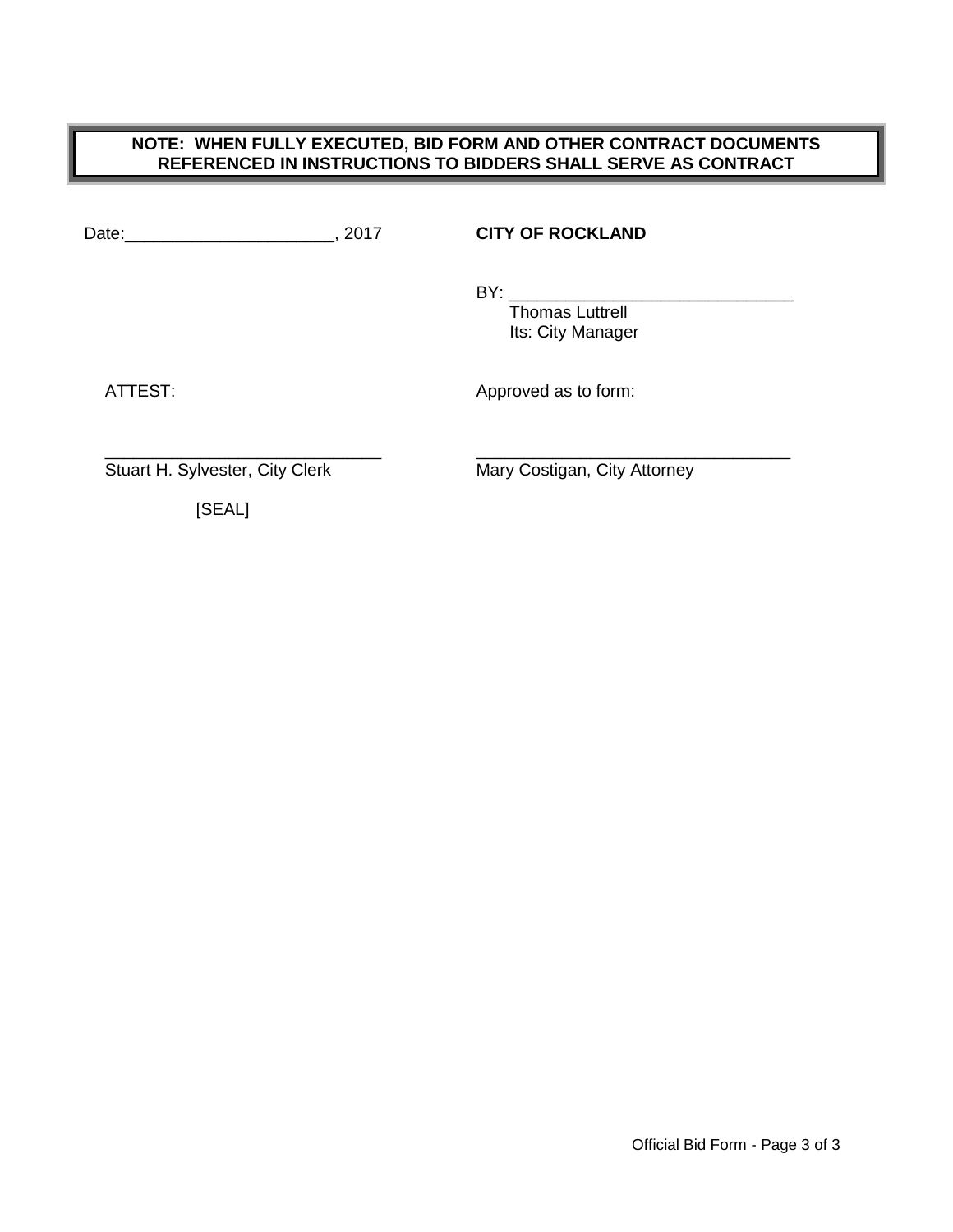**NOTE: WHEN FULLY EXECUTED, BID FORM AND OTHER CONTRACT DOCUMENTS REFERENCED IN INSTRUCTIONS TO BIDDERS SHALL SERVE AS CONTRACT**

Date:______________________, 2017

**CITY OF ROCKLAND**

BY: ______________________________
Thomas Luttrell
Its: City Manager

ATTEST:

______________________________
Stuart H. Sylvester, City Clerk

[SEAL]

Approved as to form:

_________________________________
Mary Costigan, City Attorney